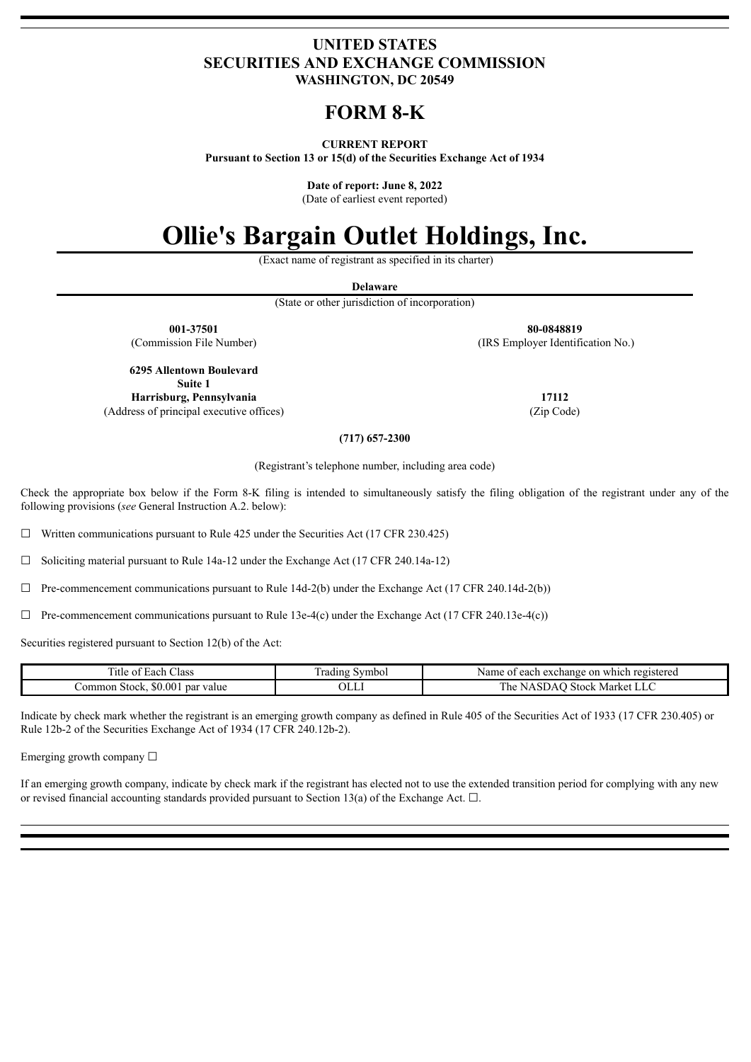# UNITED STATES
# SECURITIES AND EXCHANGE COMMISSION
**WASHINGTON, DC 20549**

# FORM 8-K

**CURRENT REPORT**
**Pursuant to Section 13 or 15(d) of the Securities Exchange Act of 1934**

**Date of report: June 8, 2022**
(Date of earliest event reported)

# Ollie's Bargain Outlet Holdings, Inc.

(Exact name of registrant as specified in its charter)

**Delaware**
(State or other jurisdiction of incorporation)

| | |
|---|---|
| **001-37501** | **80-0848819** |
| (Commission File Number) | (IRS Employer Identification No.) |

| | |
|---|---|
| **6295 Allentown Boulevard**<br>**Suite 1**<br>**Harrisburg, Pennsylvania** | **17112** |
| (Address of principal executive offices) | (Zip Code) |

**(717) 657-2300**

(Registrant's telephone number, including area code)

Check the appropriate box below if the Form 8-K filing is intended to simultaneously satisfy the filing obligation of the registrant under any of the following provisions (*see* General Instruction A.2. below):

☐ Written communications pursuant to Rule 425 under the Securities Act (17 CFR 230.425)

☐ Soliciting material pursuant to Rule 14a-12 under the Exchange Act (17 CFR 240.14a-12)

☐ Pre-commencement communications pursuant to Rule 14d-2(b) under the Exchange Act (17 CFR 240.14d-2(b))

☐ Pre-commencement communications pursuant to Rule 13e-4(c) under the Exchange Act (17 CFR 240.13e-4(c))

Securities registered pursuant to Section 12(b) of the Act:

| Title of Each Class | Trading Symbol | Name of each exchange on which registered |
|---|---|---|
| Common Stock, $0.001 par value | OLLI | The NASDAQ Stock Market LLC |

Indicate by check mark whether the registrant is an emerging growth company as defined in Rule 405 of the Securities Act of 1933 (17 CFR 230.405) or Rule 12b-2 of the Securities Exchange Act of 1934 (17 CFR 240.12b-2).

Emerging growth company ☐

If an emerging growth company, indicate by check mark if the registrant has elected not to use the extended transition period for complying with any new or revised financial accounting standards provided pursuant to Section 13(a) of the Exchange Act. ☐.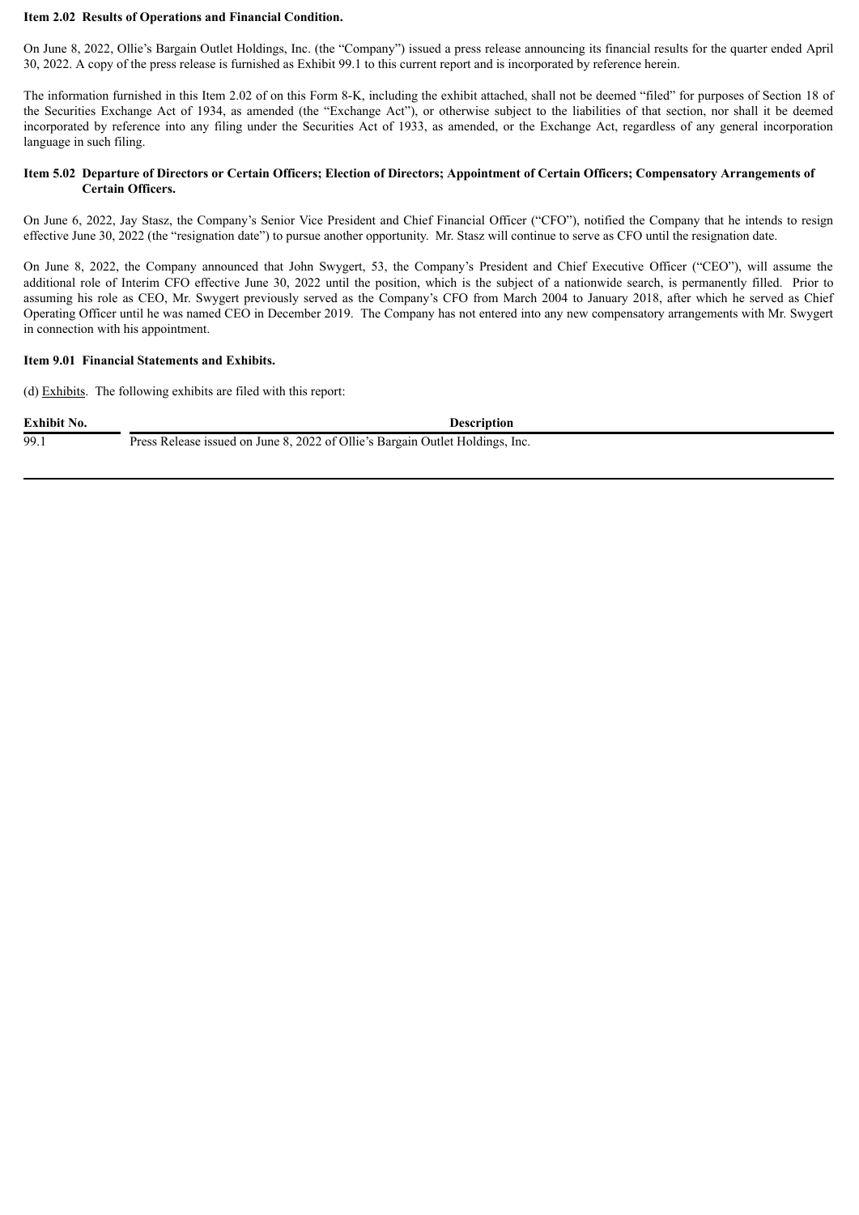**Item 2.02 Results of Operations and Financial Condition.**

On June 8, 2022, Ollie's Bargain Outlet Holdings, Inc. (the "Company") issued a press release announcing its financial results for the quarter ended April 30, 2022. A copy of the press release is furnished as Exhibit 99.1 to this current report and is incorporated by reference herein.

The information furnished in this Item 2.02 of on this Form 8-K, including the exhibit attached, shall not be deemed "filed" for purposes of Section 18 of the Securities Exchange Act of 1934, as amended (the "Exchange Act"), or otherwise subject to the liabilities of that section, nor shall it be deemed incorporated by reference into any filing under the Securities Act of 1933, as amended, or the Exchange Act, regardless of any general incorporation language in such filing.

**Item 5.02 Departure of Directors or Certain Officers; Election of Directors; Appointment of Certain Officers; Compensatory Arrangements of Certain Officers.**

On June 6, 2022, Jay Stasz, the Company's Senior Vice President and Chief Financial Officer ("CFO"), notified the Company that he intends to resign effective June 30, 2022 (the "resignation date") to pursue another opportunity. Mr. Stasz will continue to serve as CFO until the resignation date.

On June 8, 2022, the Company announced that John Swygert, 53, the Company's President and Chief Executive Officer ("CEO"), will assume the additional role of Interim CFO effective June 30, 2022 until the position, which is the subject of a nationwide search, is permanently filled. Prior to assuming his role as CEO, Mr. Swygert previously served as the Company's CFO from March 2004 to January 2018, after which he served as Chief Operating Officer until he was named CEO in December 2019. The Company has not entered into any new compensatory arrangements with Mr. Swygert in connection with his appointment.

**Item 9.01 Financial Statements and Exhibits.**

(d) Exhibits. The following exhibits are filed with this report:

| Exhibit No. | Description |
|---|---|
| 99.1 | Press Release issued on June 8, 2022 of Ollie's Bargain Outlet Holdings, Inc. |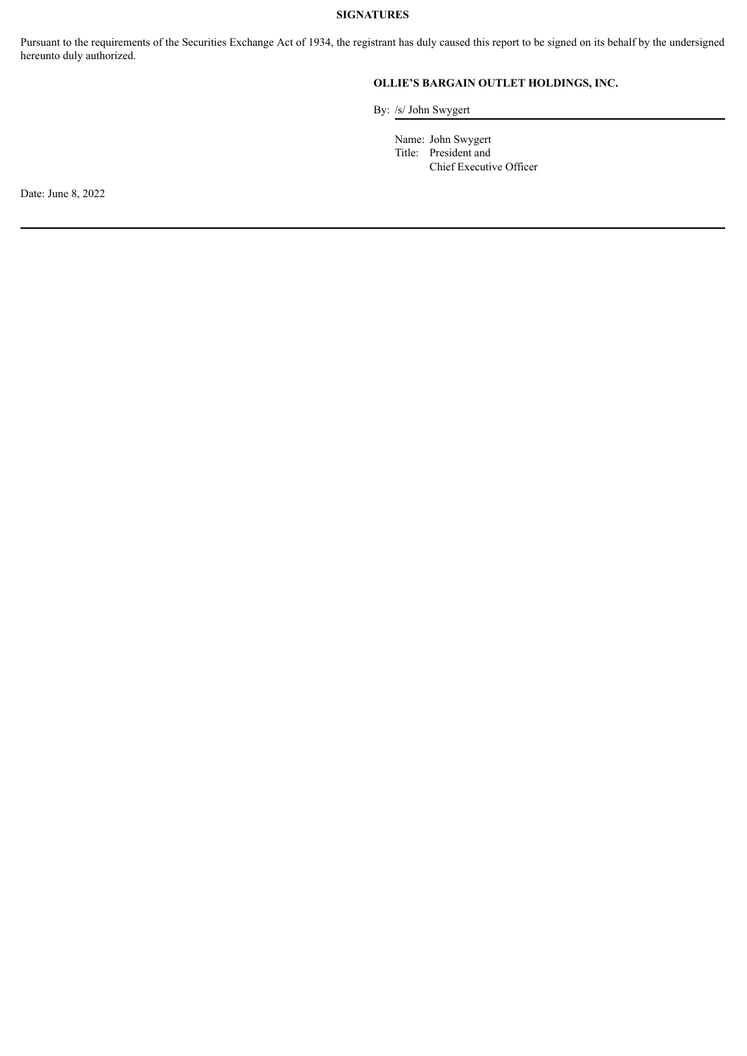**SIGNATURES**

Pursuant to the requirements of the Securities Exchange Act of 1934, the registrant has duly caused this report to be signed on its behalf by the undersigned hereunto duly authorized.

**OLLIE'S BARGAIN OUTLET HOLDINGS, INC.**

By: /s/ John Swygert

Name: John Swygert
Title: President and
Chief Executive Officer

Date: June 8, 2022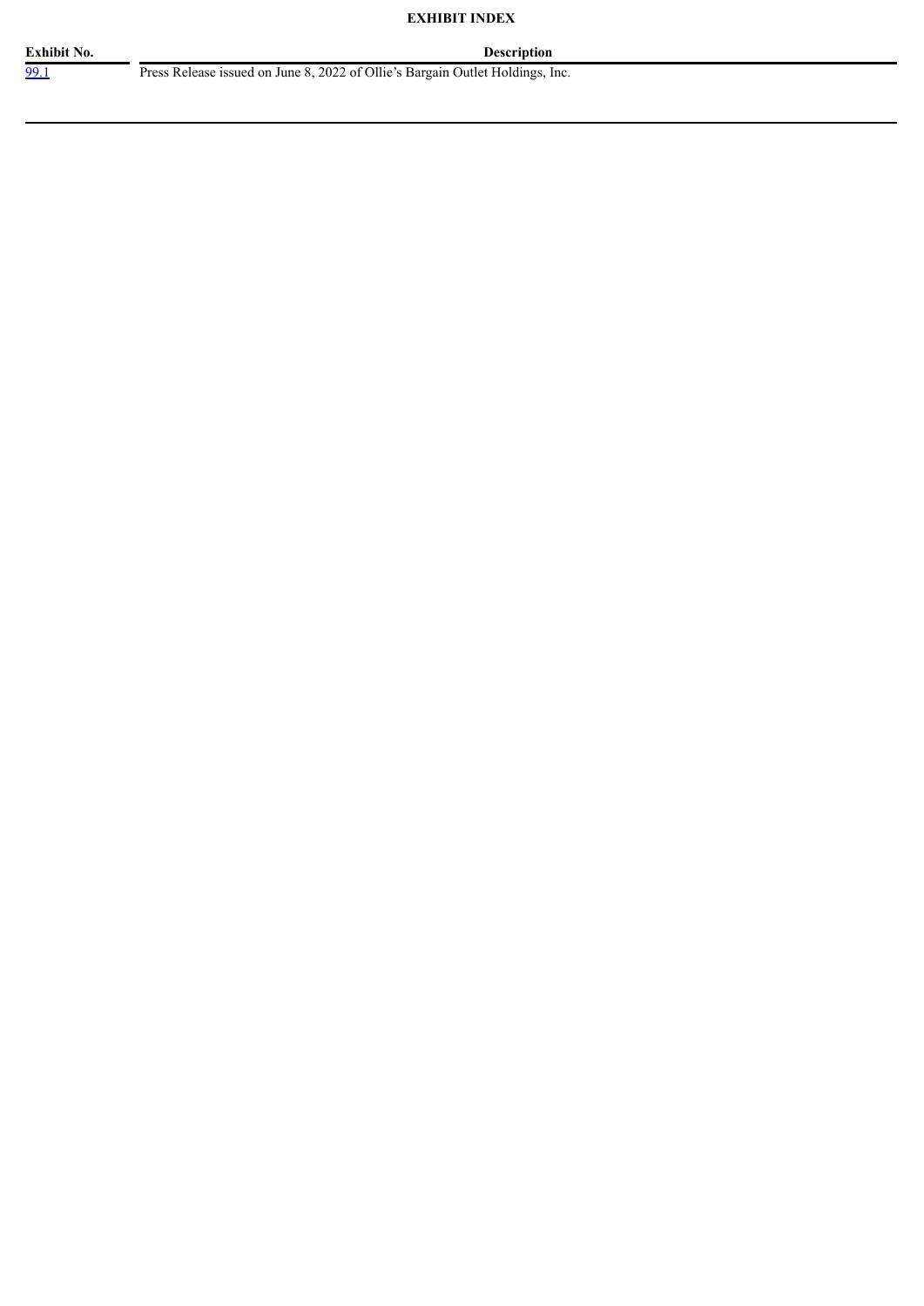**EXHIBIT INDEX**

| Exhibit No. | Description |
| --- | --- |
| 99.1 | Press Release issued on June 8, 2022 of Ollie's Bargain Outlet Holdings, Inc. |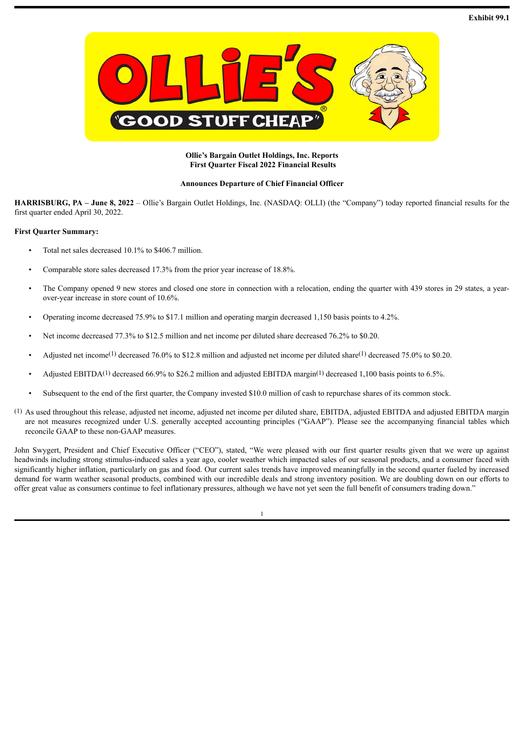Exhibit 99.1

**Ollie's Bargain Outlet Holdings, Inc. Reports**
**First Quarter Fiscal 2022 Financial Results**

**Announces Departure of Chief Financial Officer**

**HARRISBURG, PA – June 8, 2022** – Ollie's Bargain Outlet Holdings, Inc. (NASDAQ: OLLI) (the "Company") today reported financial results for the first quarter ended April 30, 2022.

**First Quarter Summary:**

- Total net sales decreased 10.1% to $406.7 million.
- Comparable store sales decreased 17.3% from the prior year increase of 18.8%.
- The Company opened 9 new stores and closed one store in connection with a relocation, ending the quarter with 439 stores in 29 states, a year-over-year increase in store count of 10.6%.
- Operating income decreased 75.9% to $17.1 million and operating margin decreased 1,150 basis points to 4.2%.
- Net income decreased 77.3% to $12.5 million and net income per diluted share decreased 76.2% to $0.20.
- Adjusted net income[1] decreased 76.0% to $12.8 million and adjusted net income per diluted share[1] decreased 75.0% to $0.20.
- Adjusted EBITDA[1] decreased 66.9% to $26.2 million and adjusted EBITDA margin[1] decreased 1,100 basis points to 6.5%.
- Subsequent to the end of the first quarter, the Company invested $10.0 million of cash to repurchase shares of its common stock.

[1] As used throughout this release, adjusted net income, adjusted net income per diluted share, EBITDA, adjusted EBITDA and adjusted EBITDA margin are not measures recognized under U.S. generally accepted accounting principles ("GAAP"). Please see the accompanying financial tables which reconcile GAAP to these non-GAAP measures.

John Swygert, President and Chief Executive Officer ("CEO"), stated, "We were pleased with our first quarter results given that we were up against headwinds including strong stimulus-induced sales a year ago, cooler weather which impacted sales of our seasonal products, and a consumer faced with significantly higher inflation, particularly on gas and food. Our current sales trends have improved meaningfully in the second quarter fueled by increased demand for warm weather seasonal products, combined with our incredible deals and strong inventory position. We are doubling down on our efforts to offer great value as consumers continue to feel inflationary pressures, although we have not yet seen the full benefit of consumers trading down."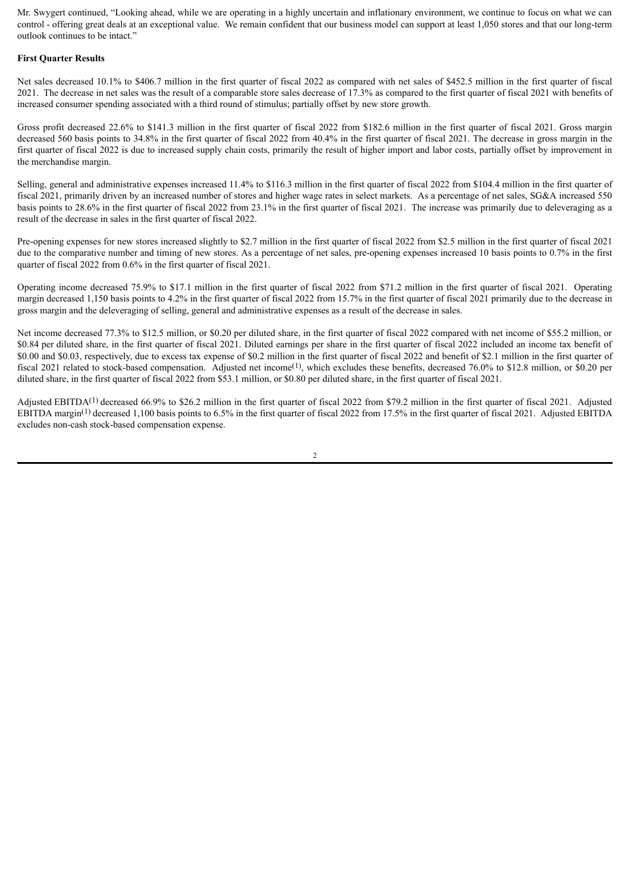Mr. Swygert continued, "Looking ahead, while we are operating in a highly uncertain and inflationary environment, we continue to focus on what we can control - offering great deals at an exceptional value. We remain confident that our business model can support at least 1,050 stores and that our long-term outlook continues to be intact."

**First Quarter Results**

Net sales decreased 10.1% to $406.7 million in the first quarter of fiscal 2022 as compared with net sales of $452.5 million in the first quarter of fiscal 2021. The decrease in net sales was the result of a comparable store sales decrease of 17.3% as compared to the first quarter of fiscal 2021 with benefits of increased consumer spending associated with a third round of stimulus; partially offset by new store growth.

Gross profit decreased 22.6% to $141.3 million in the first quarter of fiscal 2022 from $182.6 million in the first quarter of fiscal 2021. Gross margin decreased 560 basis points to 34.8% in the first quarter of fiscal 2022 from 40.4% in the first quarter of fiscal 2021. The decrease in gross margin in the first quarter of fiscal 2022 is due to increased supply chain costs, primarily the result of higher import and labor costs, partially offset by improvement in the merchandise margin.

Selling, general and administrative expenses increased 11.4% to $116.3 million in the first quarter of fiscal 2022 from $104.4 million in the first quarter of fiscal 2021, primarily driven by an increased number of stores and higher wage rates in select markets. As a percentage of net sales, SG&A increased 550 basis points to 28.6% in the first quarter of fiscal 2022 from 23.1% in the first quarter of fiscal 2021. The increase was primarily due to deleveraging as a result of the decrease in sales in the first quarter of fiscal 2022.

Pre-opening expenses for new stores increased slightly to $2.7 million in the first quarter of fiscal 2022 from $2.5 million in the first quarter of fiscal 2021 due to the comparative number and timing of new stores. As a percentage of net sales, pre-opening expenses increased 10 basis points to 0.7% in the first quarter of fiscal 2022 from 0.6% in the first quarter of fiscal 2021.

Operating income decreased 75.9% to $17.1 million in the first quarter of fiscal 2022 from $71.2 million in the first quarter of fiscal 2021. Operating margin decreased 1,150 basis points to 4.2% in the first quarter of fiscal 2022 from 15.7% in the first quarter of fiscal 2021 primarily due to the decrease in gross margin and the deleveraging of selling, general and administrative expenses as a result of the decrease in sales.

Net income decreased 77.3% to $12.5 million, or $0.20 per diluted share, in the first quarter of fiscal 2022 compared with net income of $55.2 million, or $0.84 per diluted share, in the first quarter of fiscal 2021. Diluted earnings per share in the first quarter of fiscal 2022 included an income tax benefit of $0.00 and $0.03, respectively, due to excess tax expense of $0.2 million in the first quarter of fiscal 2022 and benefit of $2.1 million in the first quarter of fiscal 2021 related to stock-based compensation. Adjusted net income[(1)], which excludes these benefits, decreased 76.0% to $12.8 million, or $0.20 per diluted share, in the first quarter of fiscal 2022 from $53.1 million, or $0.80 per diluted share, in the first quarter of fiscal 2021.

Adjusted EBITDA[(1)] decreased 66.9% to $26.2 million in the first quarter of fiscal 2022 from $79.2 million in the first quarter of fiscal 2021. Adjusted EBITDA margin[(1)] decreased 1,100 basis points to 6.5% in the first quarter of fiscal 2022 from 17.5% in the first quarter of fiscal 2021. Adjusted EBITDA excludes non-cash stock-based compensation expense.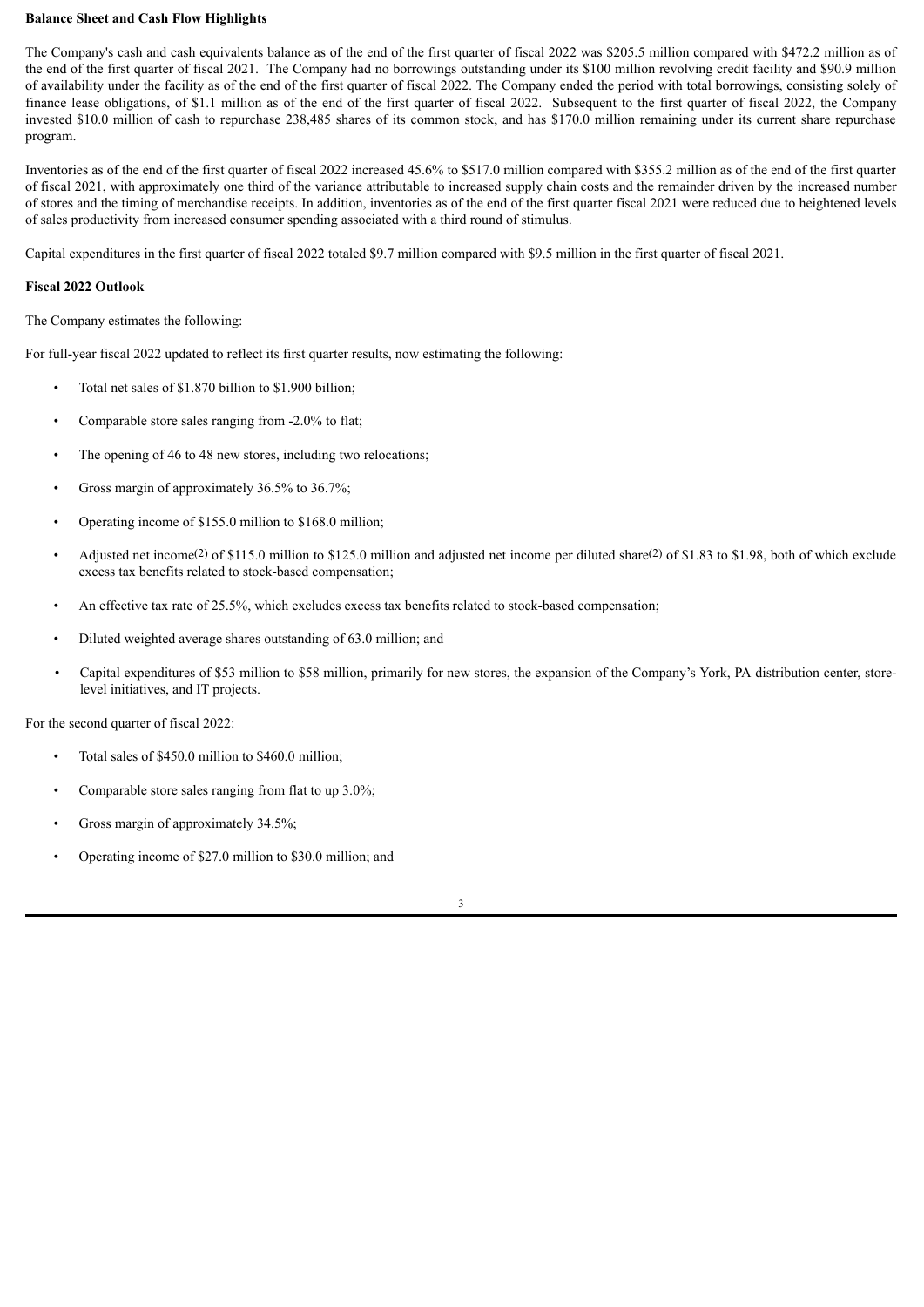**Balance Sheet and Cash Flow Highlights**

The Company's cash and cash equivalents balance as of the end of the first quarter of fiscal 2022 was $205.5 million compared with $472.2 million as of the end of the first quarter of fiscal 2021. The Company had no borrowings outstanding under its $100 million revolving credit facility and $90.9 million of availability under the facility as of the end of the first quarter of fiscal 2022. The Company ended the period with total borrowings, consisting solely of finance lease obligations, of $1.1 million as of the end of the first quarter of fiscal 2022. Subsequent to the first quarter of fiscal 2022, the Company invested $10.0 million of cash to repurchase 238,485 shares of its common stock, and has $170.0 million remaining under its current share repurchase program.

Inventories as of the end of the first quarter of fiscal 2022 increased 45.6% to $517.0 million compared with $355.2 million as of the end of the first quarter of fiscal 2021, with approximately one third of the variance attributable to increased supply chain costs and the remainder driven by the increased number of stores and the timing of merchandise receipts. In addition, inventories as of the end of the first quarter fiscal 2021 were reduced due to heightened levels of sales productivity from increased consumer spending associated with a third round of stimulus.

Capital expenditures in the first quarter of fiscal 2022 totaled $9.7 million compared with $9.5 million in the first quarter of fiscal 2021.

**Fiscal 2022 Outlook**

The Company estimates the following:

For full-year fiscal 2022 updated to reflect its first quarter results, now estimating the following:

- Total net sales of $1.870 billion to $1.900 billion;
- Comparable store sales ranging from -2.0% to flat;
- The opening of 46 to 48 new stores, including two relocations;
- Gross margin of approximately 36.5% to 36.7%;
- Operating income of $155.0 million to $168.0 million;
- Adjusted net income(2) of $115.0 million to $125.0 million and adjusted net income per diluted share(2) of $1.83 to $1.98, both of which exclude excess tax benefits related to stock-based compensation;
- An effective tax rate of 25.5%, which excludes excess tax benefits related to stock-based compensation;
- Diluted weighted average shares outstanding of 63.0 million; and
- Capital expenditures of $53 million to $58 million, primarily for new stores, the expansion of the Company's York, PA distribution center, store-level initiatives, and IT projects.

For the second quarter of fiscal 2022:

- Total sales of $450.0 million to $460.0 million;
- Comparable store sales ranging from flat to up 3.0%;
- Gross margin of approximately 34.5%;
- Operating income of $27.0 million to $30.0 million; and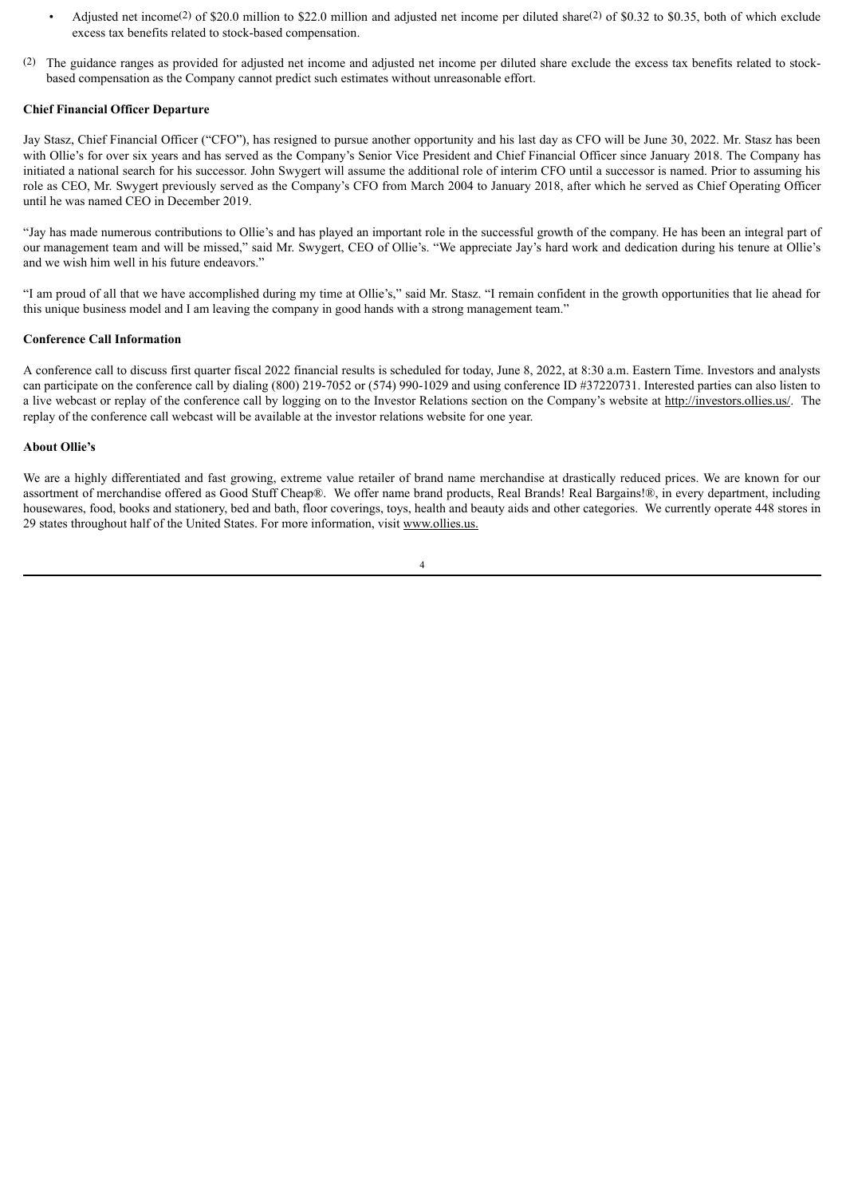- Adjusted net income[(2)] of $20.0 million to $22.0 million and adjusted net income per diluted share[(2)] of $0.32 to $0.35, both of which exclude excess tax benefits related to stock-based compensation.

(2) The guidance ranges as provided for adjusted net income and adjusted net income per diluted share exclude the excess tax benefits related to stock-based compensation as the Company cannot predict such estimates without unreasonable effort.

**Chief Financial Officer Departure**

Jay Stasz, Chief Financial Officer ("CFO"), has resigned to pursue another opportunity and his last day as CFO will be June 30, 2022. Mr. Stasz has been with Ollie's for over six years and has served as the Company's Senior Vice President and Chief Financial Officer since January 2018. The Company has initiated a national search for his successor. John Swygert will assume the additional role of interim CFO until a successor is named. Prior to assuming his role as CEO, Mr. Swygert previously served as the Company's CFO from March 2004 to January 2018, after which he served as Chief Operating Officer until he was named CEO in December 2019.

"Jay has made numerous contributions to Ollie's and has played an important role in the successful growth of the company. He has been an integral part of our management team and will be missed," said Mr. Swygert, CEO of Ollie's. "We appreciate Jay's hard work and dedication during his tenure at Ollie's and we wish him well in his future endeavors."

"I am proud of all that we have accomplished during my time at Ollie's," said Mr. Stasz. "I remain confident in the growth opportunities that lie ahead for this unique business model and I am leaving the company in good hands with a strong management team."

**Conference Call Information**

A conference call to discuss first quarter fiscal 2022 financial results is scheduled for today, June 8, 2022, at 8:30 a.m. Eastern Time. Investors and analysts can participate on the conference call by dialing (800) 219-7052 or (574) 990-1029 and using conference ID #37220731. Interested parties can also listen to a live webcast or replay of the conference call by logging on to the Investor Relations section on the Company's website at http://investors.ollies.us/. The replay of the conference call webcast will be available at the investor relations website for one year.

**About Ollie's**

We are a highly differentiated and fast growing, extreme value retailer of brand name merchandise at drastically reduced prices. We are known for our assortment of merchandise offered as Good Stuff Cheap®. We offer name brand products, Real Brands! Real Bargains!®, in every department, including housewares, food, books and stationery, bed and bath, floor coverings, toys, health and beauty aids and other categories. We currently operate 448 stores in 29 states throughout half of the United States. For more information, visit www.ollies.us.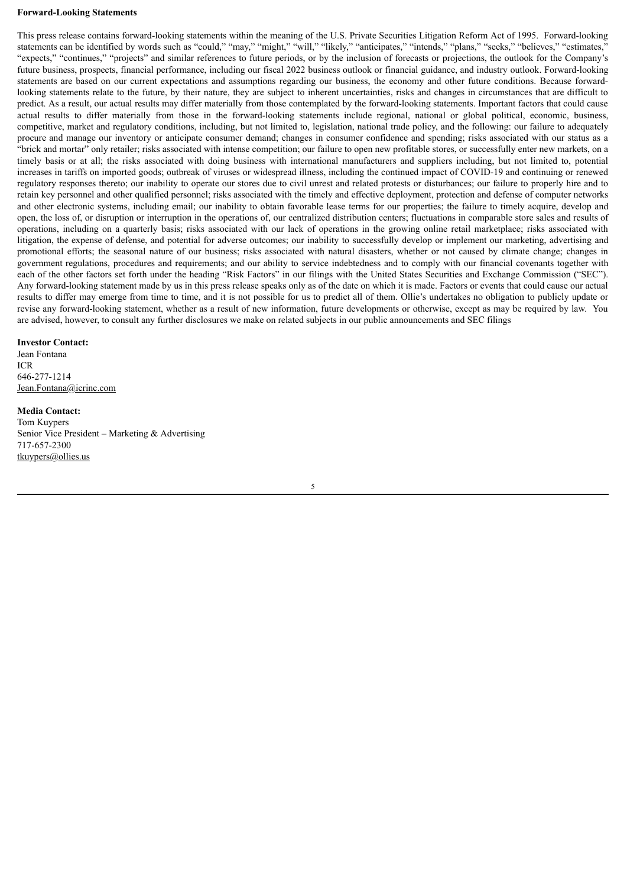**Forward-Looking Statements**

This press release contains forward-looking statements within the meaning of the U.S. Private Securities Litigation Reform Act of 1995. Forward-looking statements can be identified by words such as "could," "may," "might," "will," "likely," "anticipates," "intends," "plans," "seeks," "believes," "estimates," "expects," "continues," "projects" and similar references to future periods, or by the inclusion of forecasts or projections, the outlook for the Company's future business, prospects, financial performance, including our fiscal 2022 business outlook or financial guidance, and industry outlook. Forward-looking statements are based on our current expectations and assumptions regarding our business, the economy and other future conditions. Because forward-looking statements relate to the future, by their nature, they are subject to inherent uncertainties, risks and changes in circumstances that are difficult to predict. As a result, our actual results may differ materially from those contemplated by the forward-looking statements. Important factors that could cause actual results to differ materially from those in the forward-looking statements include regional, national or global political, economic, business, competitive, market and regulatory conditions, including, but not limited to, legislation, national trade policy, and the following: our failure to adequately procure and manage our inventory or anticipate consumer demand; changes in consumer confidence and spending; risks associated with our status as a "brick and mortar" only retailer; risks associated with intense competition; our failure to open new profitable stores, or successfully enter new markets, on a timely basis or at all; the risks associated with doing business with international manufacturers and suppliers including, but not limited to, potential increases in tariffs on imported goods; outbreak of viruses or widespread illness, including the continued impact of COVID-19 and continuing or renewed regulatory responses thereto; our inability to operate our stores due to civil unrest and related protests or disturbances; our failure to properly hire and to retain key personnel and other qualified personnel; risks associated with the timely and effective deployment, protection and defense of computer networks and other electronic systems, including email; our inability to obtain favorable lease terms for our properties; the failure to timely acquire, develop and open, the loss of, or disruption or interruption in the operations of, our centralized distribution centers; fluctuations in comparable store sales and results of operations, including on a quarterly basis; risks associated with our lack of operations in the growing online retail marketplace; risks associated with litigation, the expense of defense, and potential for adverse outcomes; our inability to successfully develop or implement our marketing, advertising and promotional efforts; the seasonal nature of our business; risks associated with natural disasters, whether or not caused by climate change; changes in government regulations, procedures and requirements; and our ability to service indebtedness and to comply with our financial covenants together with each of the other factors set forth under the heading "Risk Factors" in our filings with the United States Securities and Exchange Commission ("SEC"). Any forward-looking statement made by us in this press release speaks only as of the date on which it is made. Factors or events that could cause our actual results to differ may emerge from time to time, and it is not possible for us to predict all of them. Ollie's undertakes no obligation to publicly update or revise any forward-looking statement, whether as a result of new information, future developments or otherwise, except as may be required by law. You are advised, however, to consult any further disclosures we make on related subjects in our public announcements and SEC filings

**Investor Contact:**
Jean Fontana
ICR
646-277-1214
Jean.Fontana@icrinc.com

**Media Contact:**
Tom Kuypers
Senior Vice President – Marketing & Advertising
717-657-2300
tkuypers@ollies.us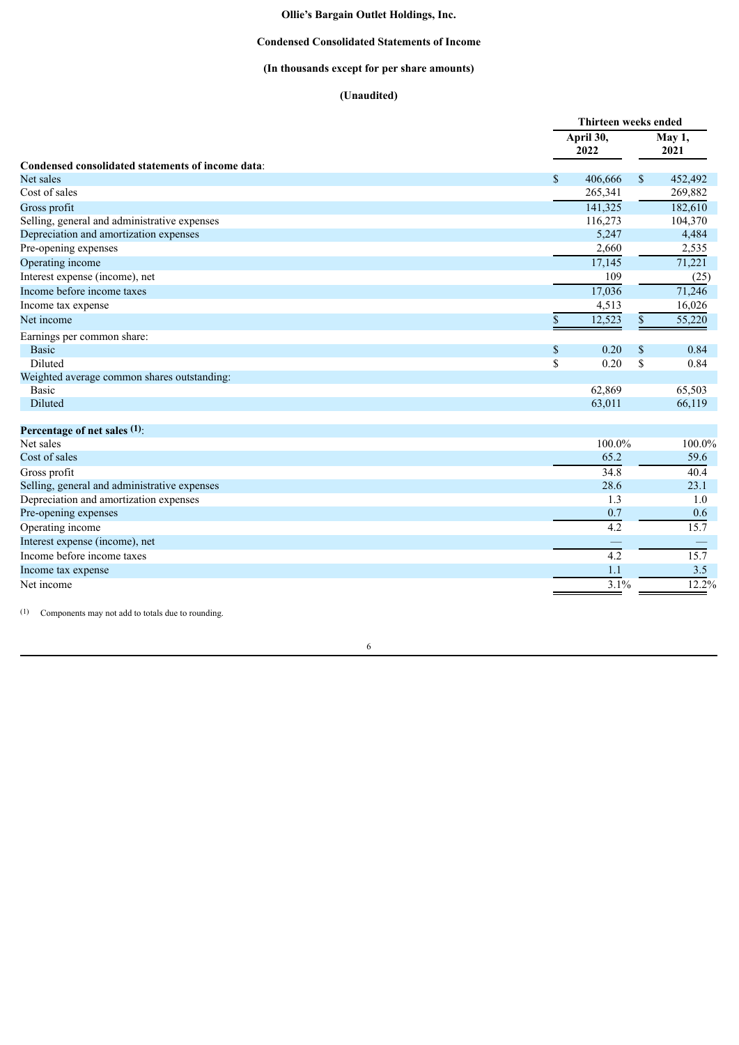**Ollie's Bargain Outlet Holdings, Inc.**

**Condensed Consolidated Statements of Income**

**(In thousands except for per share amounts)**

**(Unaudited)**

| | Thirteen weeks ended | |
|---|---|---|
| | April 30, 2022 | May 1, 2021 |
| **Condensed consolidated statements of income data**: | | |
| Net sales | $ 406,666 | $ 452,492 |
| Cost of sales | 265,341 | 269,882 |
| Gross profit | 141,325 | 182,610 |
| Selling, general and administrative expenses | 116,273 | 104,370 |
| Depreciation and amortization expenses | 5,247 | 4,484 |
| Pre-opening expenses | 2,660 | 2,535 |
| Operating income | 17,145 | 71,221 |
| Interest expense (income), net | 109 | (25) |
| Income before income taxes | 17,036 | 71,246 |
| Income tax expense | 4,513 | 16,026 |
| Net income | $ 12,523 | $ 55,220 |
| Earnings per common share: | | |
| Basic | $ 0.20 | $ 0.84 |
| Diluted | $ 0.20 | $ 0.84 |
| Weighted average common shares outstanding: | | |
| Basic | 62,869 | 65,503 |
| Diluted | 63,011 | 66,119 |
| | | |
| **Percentage of net sales** [(1)]: | | |
| Net sales | 100.0% | 100.0% |
| Cost of sales | 65.2 | 59.6 |
| Gross profit | 34.8 | 40.4 |
| Selling, general and administrative expenses | 28.6 | 23.1 |
| Depreciation and amortization expenses | 1.3 | 1.0 |
| Pre-opening expenses | 0.7 | 0.6 |
| Operating income | 4.2 | 15.7 |
| Interest expense (income), net | — | — |
| Income before income taxes | 4.2 | 15.7 |
| Income tax expense | 1.1 | 3.5 |
| Net income | 3.1% | 12.2% |

(1) Components may not add to totals due to rounding.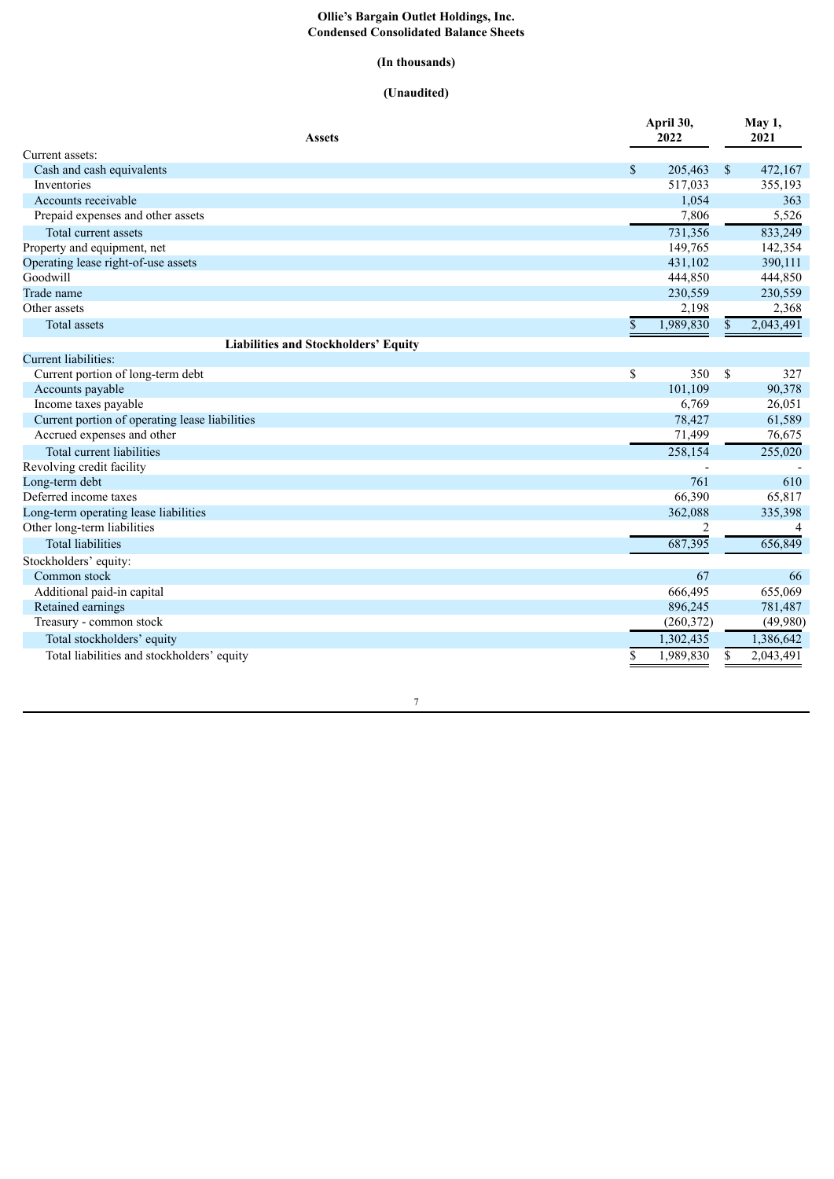**Ollie's Bargain Outlet Holdings, Inc.**
**Condensed Consolidated Balance Sheets**

**(In thousands)**

**(Unaudited)**

| Assets | April 30, 2022 | May 1, 2021 |
|---|---|---|
| Current assets: | | |
| Cash and cash equivalents | $ 205,463 | $ 472,167 |
| Inventories | 517,033 | 355,193 |
| Accounts receivable | 1,054 | 363 |
| Prepaid expenses and other assets | 7,806 | 5,526 |
| Total current assets | 731,356 | 833,249 |
| Property and equipment, net | 149,765 | 142,354 |
| Operating lease right-of-use assets | 431,102 | 390,111 |
| Goodwill | 444,850 | 444,850 |
| Trade name | 230,559 | 230,559 |
| Other assets | 2,198 | 2,368 |
| Total assets | $ 1,989,830 | $ 2,043,491 |
| **Liabilities and Stockholders' Equity** | | |
| Current liabilities: | | |
| Current portion of long-term debt | $ 350 | $ 327 |
| Accounts payable | 101,109 | 90,378 |
| Income taxes payable | 6,769 | 26,051 |
| Current portion of operating lease liabilities | 78,427 | 61,589 |
| Accrued expenses and other | 71,499 | 76,675 |
| Total current liabilities | 258,154 | 255,020 |
| Revolving credit facility | - | - |
| Long-term debt | 761 | 610 |
| Deferred income taxes | 66,390 | 65,817 |
| Long-term operating lease liabilities | 362,088 | 335,398 |
| Other long-term liabilities | 2 | 4 |
| Total liabilities | 687,395 | 656,849 |
| Stockholders' equity: | | |
| Common stock | 67 | 66 |
| Additional paid-in capital | 666,495 | 655,069 |
| Retained earnings | 896,245 | 781,487 |
| Treasury - common stock | (260,372) | (49,980) |
| Total stockholders' equity | 1,302,435 | 1,386,642 |
| Total liabilities and stockholders' equity | $ 1,989,830 | $ 2,043,491 |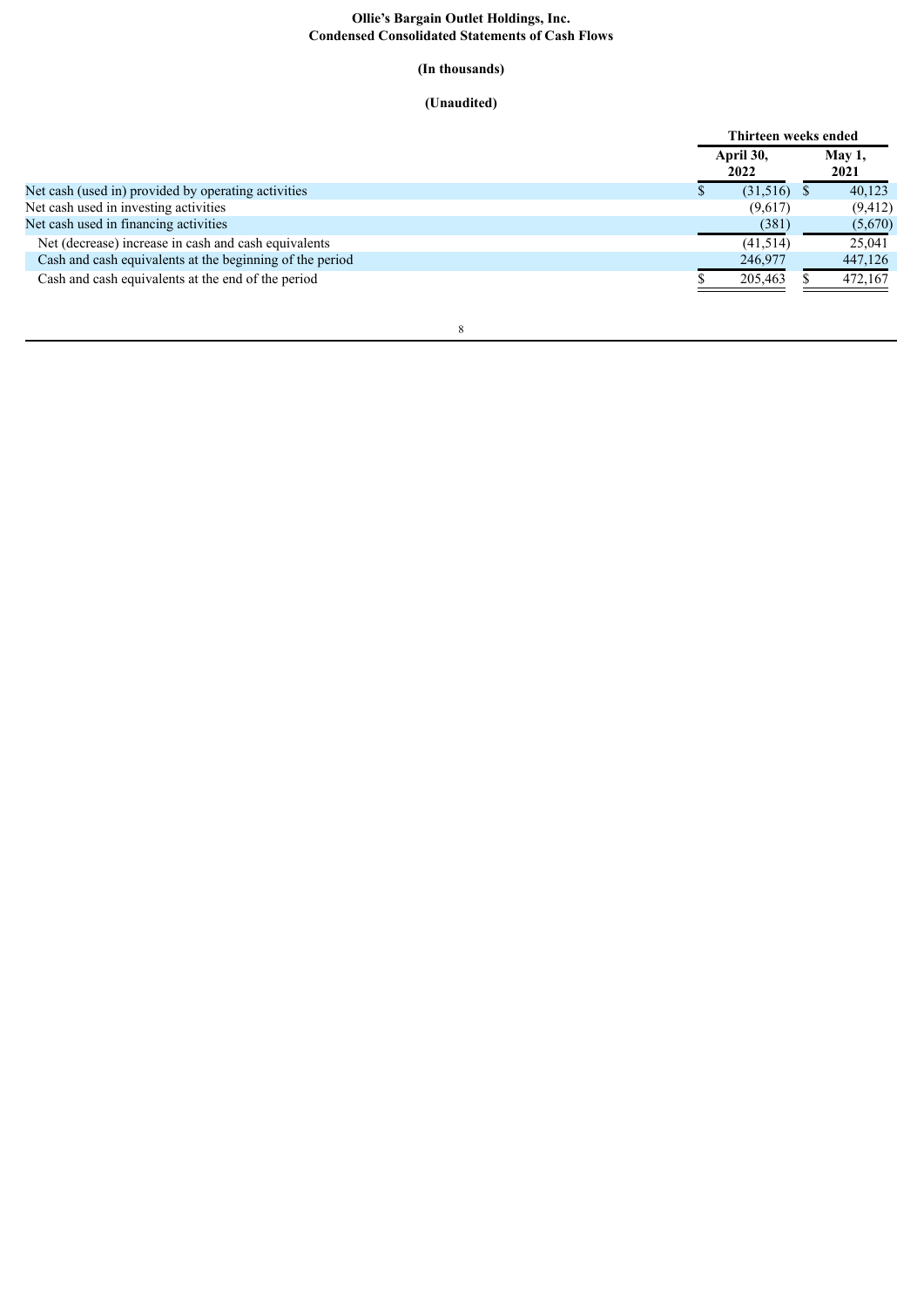**Ollie's Bargain Outlet Holdings, Inc.**
**Condensed Consolidated Statements of Cash Flows**

**(In thousands)**

**(Unaudited)**

| | Thirteen weeks ended | |
|---|---|---|
| | April 30, 2022 | May 1, 2021 |
| Net cash (used in) provided by operating activities | $ (31,516) | $ 40,123 |
| Net cash used in investing activities | (9,617) | (9,412) |
| Net cash used in financing activities | (381) | (5,670) |
| Net (decrease) increase in cash and cash equivalents | (41,514) | 25,041 |
| Cash and cash equivalents at the beginning of the period | 246,977 | 447,126 |
| Cash and cash equivalents at the end of the period | $ 205,463 | $ 472,167 |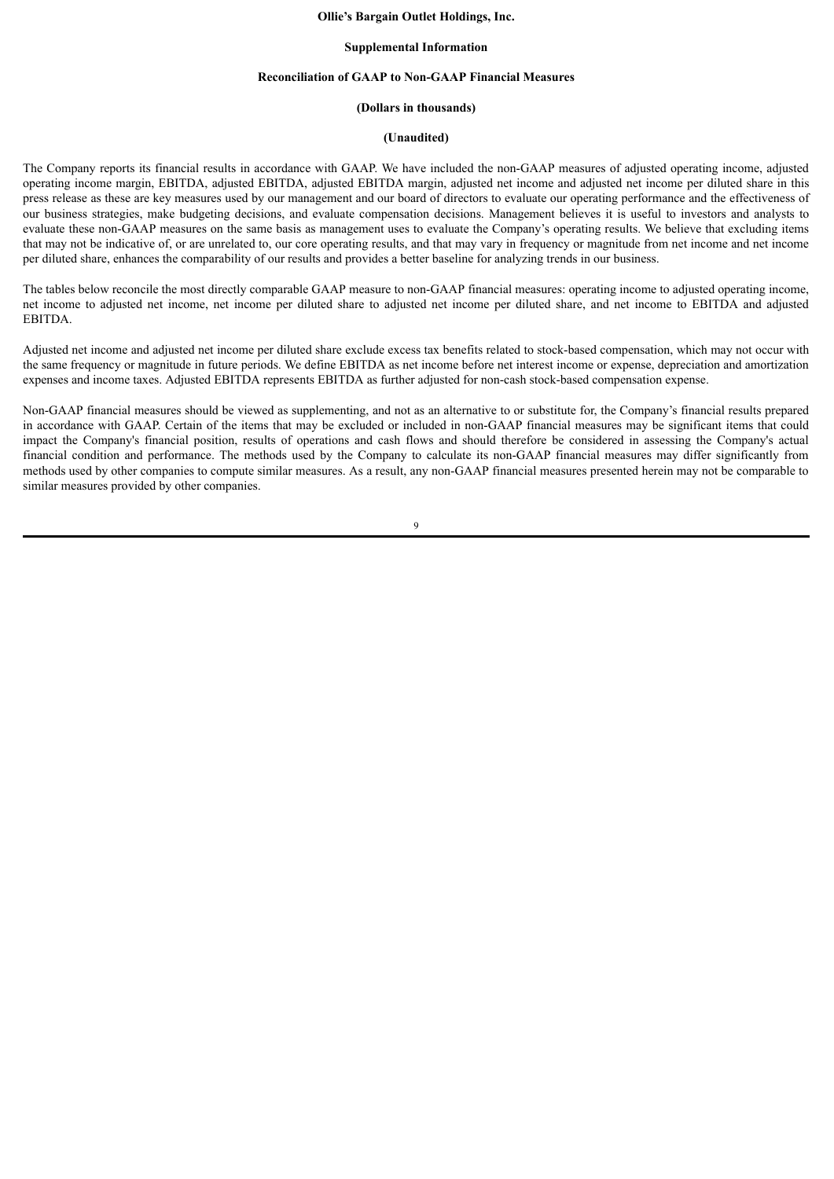**Ollie's Bargain Outlet Holdings, Inc.**

**Supplemental Information**

**Reconciliation of GAAP to Non-GAAP Financial Measures**

**(Dollars in thousands)**

**(Unaudited)**

The Company reports its financial results in accordance with GAAP. We have included the non-GAAP measures of adjusted operating income, adjusted operating income margin, EBITDA, adjusted EBITDA, adjusted EBITDA margin, adjusted net income and adjusted net income per diluted share in this press release as these are key measures used by our management and our board of directors to evaluate our operating performance and the effectiveness of our business strategies, make budgeting decisions, and evaluate compensation decisions. Management believes it is useful to investors and analysts to evaluate these non-GAAP measures on the same basis as management uses to evaluate the Company's operating results. We believe that excluding items that may not be indicative of, or are unrelated to, our core operating results, and that may vary in frequency or magnitude from net income and net income per diluted share, enhances the comparability of our results and provides a better baseline for analyzing trends in our business.

The tables below reconcile the most directly comparable GAAP measure to non-GAAP financial measures: operating income to adjusted operating income, net income to adjusted net income, net income per diluted share to adjusted net income per diluted share, and net income to EBITDA and adjusted EBITDA.

Adjusted net income and adjusted net income per diluted share exclude excess tax benefits related to stock-based compensation, which may not occur with the same frequency or magnitude in future periods. We define EBITDA as net income before net interest income or expense, depreciation and amortization expenses and income taxes. Adjusted EBITDA represents EBITDA as further adjusted for non-cash stock-based compensation expense.

Non-GAAP financial measures should be viewed as supplementing, and not as an alternative to or substitute for, the Company's financial results prepared in accordance with GAAP. Certain of the items that may be excluded or included in non-GAAP financial measures may be significant items that could impact the Company's financial position, results of operations and cash flows and should therefore be considered in assessing the Company's actual financial condition and performance. The methods used by the Company to calculate its non-GAAP financial measures may differ significantly from methods used by other companies to compute similar measures. As a result, any non-GAAP financial measures presented herein may not be comparable to similar measures provided by other companies.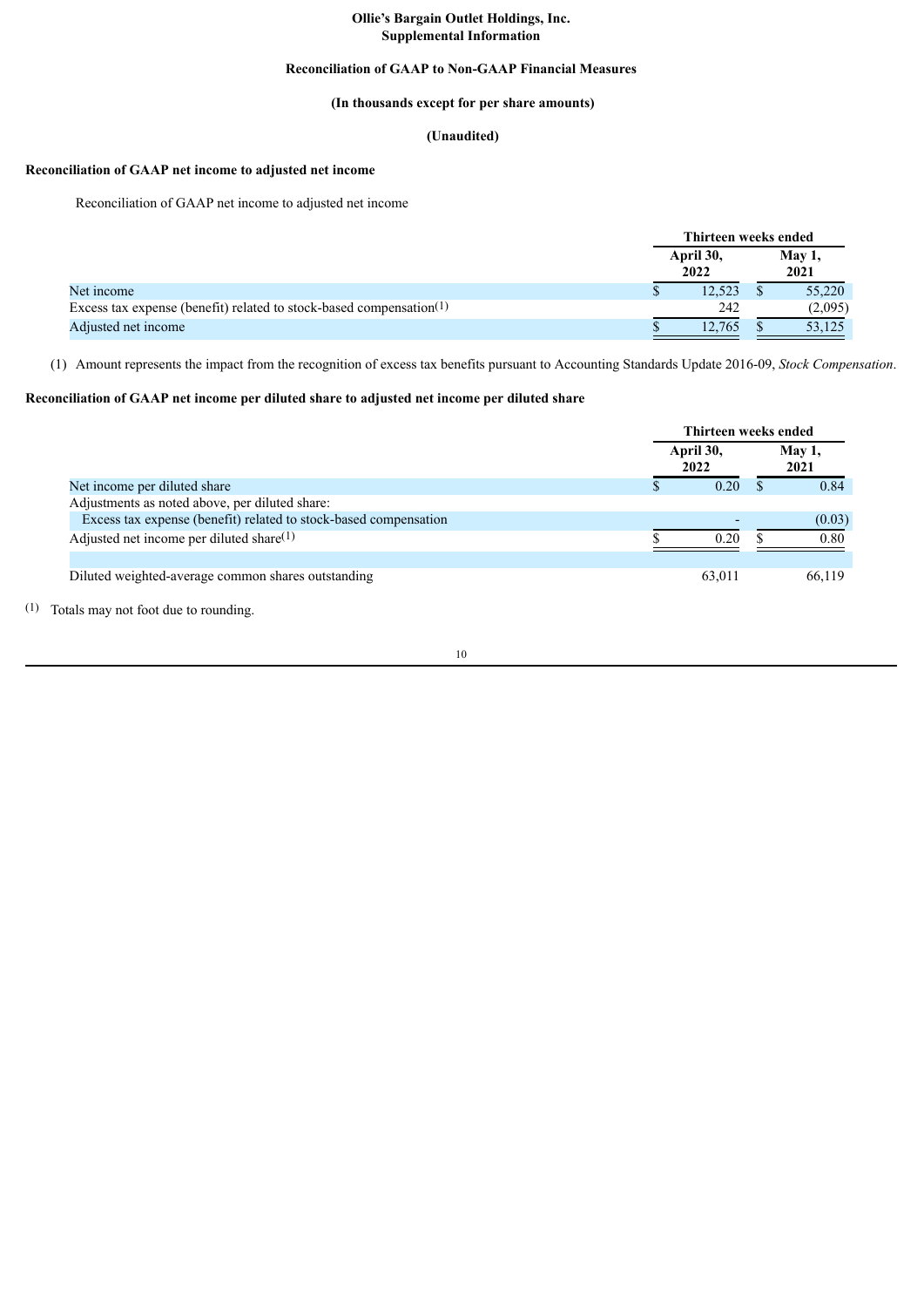**Ollie's Bargain Outlet Holdings, Inc.**
**Supplemental Information**

**Reconciliation of GAAP to Non-GAAP Financial Measures**

**(In thousands except for per share amounts)**

**(Unaudited)**

**Reconciliation of GAAP net income to adjusted net income**

Reconciliation of GAAP net income to adjusted net income

| | Thirteen weeks ended | |
|---|---|---|
| | April 30, 2022 | May 1, 2021 |
| Net income | $ 12,523 | $ 55,220 |
| Excess tax expense (benefit) related to stock-based compensation[(1)] | 242 | (2,095) |
| Adjusted net income | $ 12,765 | $ 53,125 |

(1) Amount represents the impact from the recognition of excess tax benefits pursuant to Accounting Standards Update 2016-09, *Stock Compensation*.

**Reconciliation of GAAP net income per diluted share to adjusted net income per diluted share**

| | Thirteen weeks ended | |
|---|---|---|
| | April 30, 2022 | May 1, 2021 |
| Net income per diluted share | $ 0.20 | $ 0.84 |
| Adjustments as noted above, per diluted share: | | |
| Excess tax expense (benefit) related to stock-based compensation | - | (0.03) |
| Adjusted net income per diluted share[(1)] | $ 0.20 | $ 0.80 |
| | | |
| Diluted weighted-average common shares outstanding | 63,011 | 66,119 |

(1) Totals may not foot due to rounding.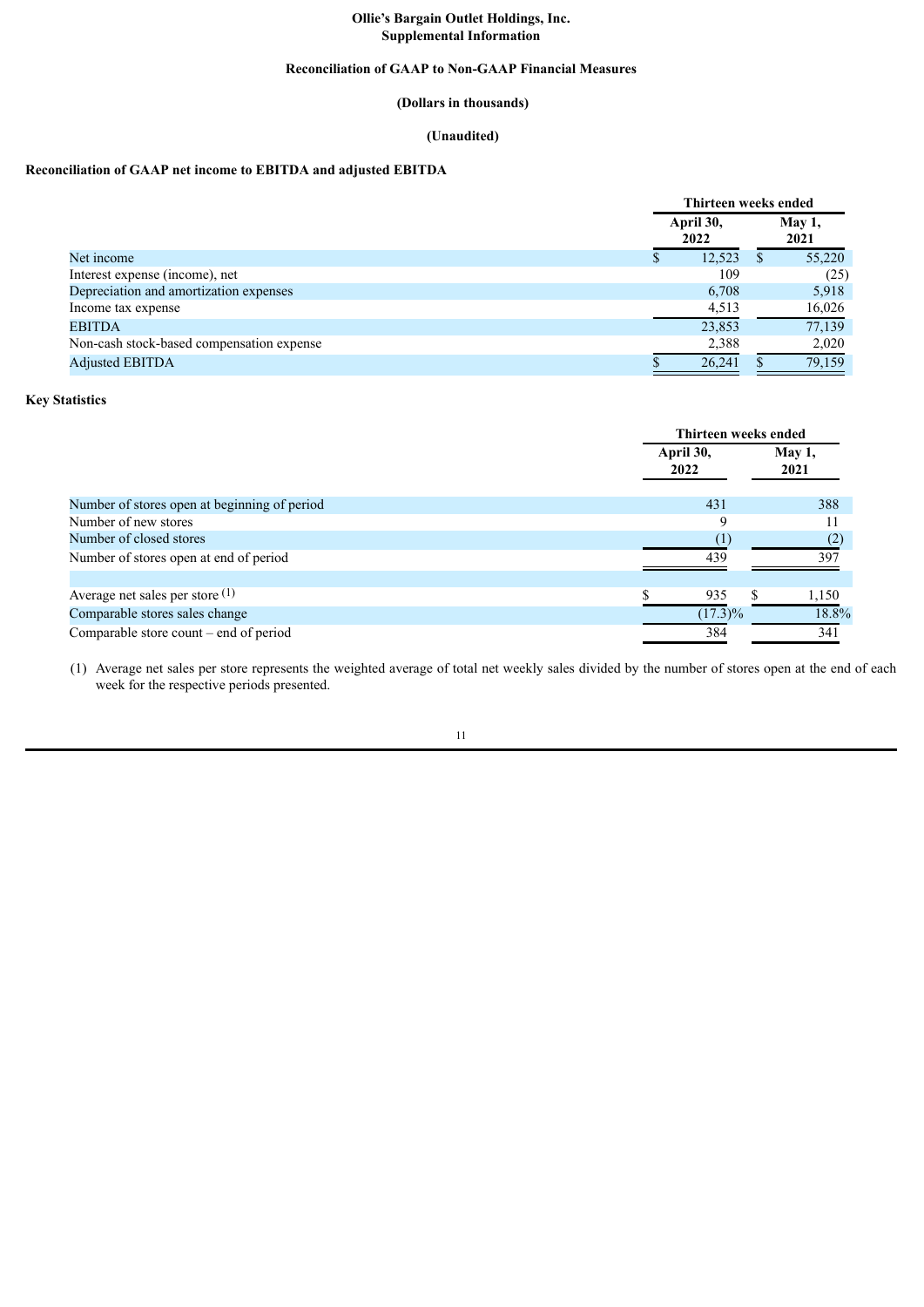**Ollie's Bargain Outlet Holdings, Inc.**
**Supplemental Information**

**Reconciliation of GAAP to Non-GAAP Financial Measures**

**(Dollars in thousands)**

**(Unaudited)**

**Reconciliation of GAAP net income to EBITDA and adjusted EBITDA**

| | Thirteen weeks ended | |
|---|---|---|
| | April 30, 2022 | May 1, 2021 |
| Net income | $ 12,523 | $ 55,220 |
| Interest expense (income), net | 109 | (25) |
| Depreciation and amortization expenses | 6,708 | 5,918 |
| Income tax expense | 4,513 | 16,026 |
| EBITDA | 23,853 | 77,139 |
| Non-cash stock-based compensation expense | 2,388 | 2,020 |
| Adjusted EBITDA | $ 26,241 | $ 79,159 |

**Key Statistics**

| | Thirteen weeks ended | |
|---|---|---|
| | April 30, 2022 | May 1, 2021 |
| Number of stores open at beginning of period | 431 | 388 |
| Number of new stores | 9 | 11 |
| Number of closed stores | (1) | (2) |
| Number of stores open at end of period | 439 | 397 |
| | | |
| Average net sales per store [(1)] | $ 935 | $ 1,150 |
| Comparable stores sales change | (17.3)% | 18.8% |
| Comparable store count – end of period | 384 | 341 |

(1) Average net sales per store represents the weighted average of total net weekly sales divided by the number of stores open at the end of each week for the respective periods presented.